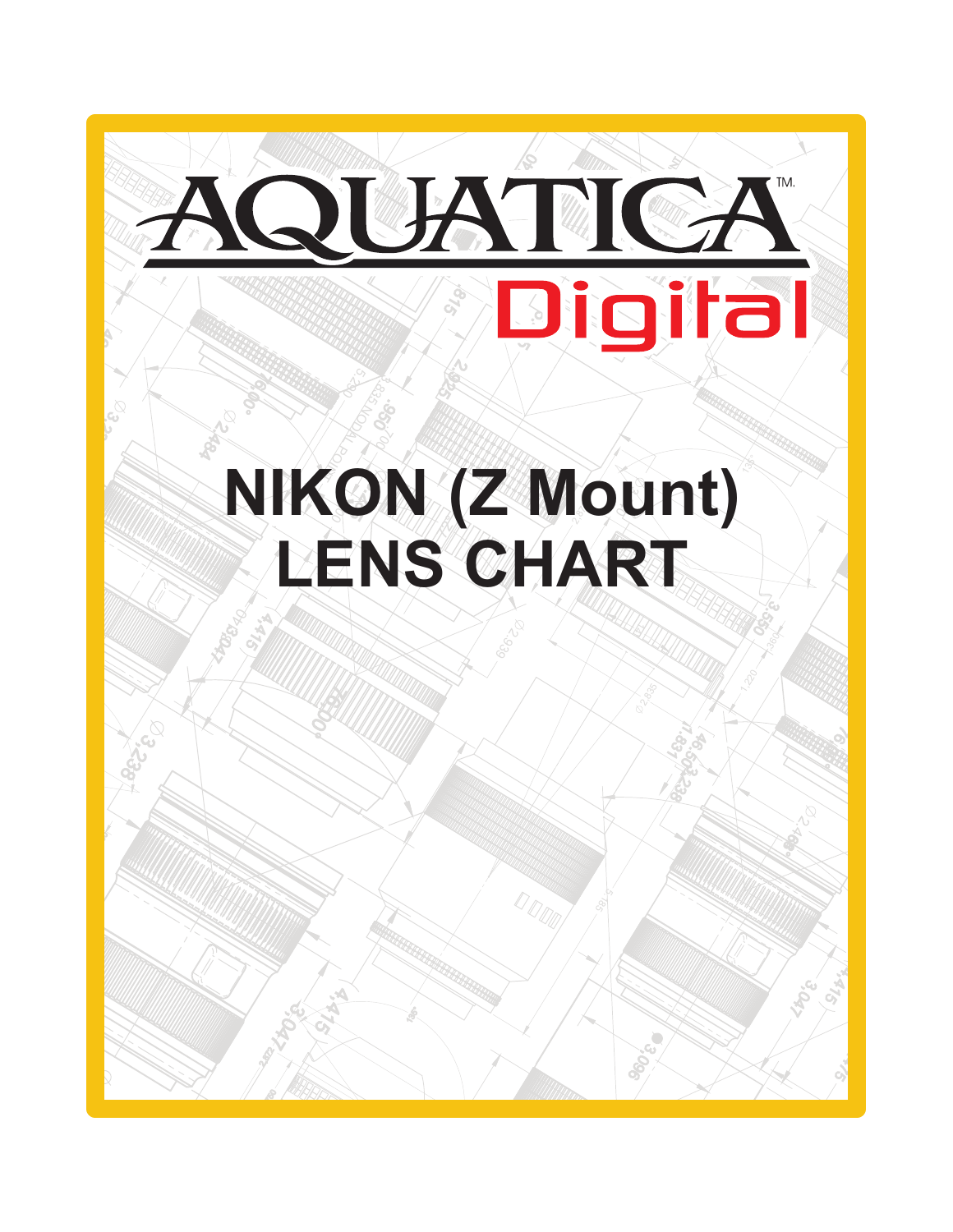AQUATICA™ Digital

# NIKON (Z Mount) LENS CHART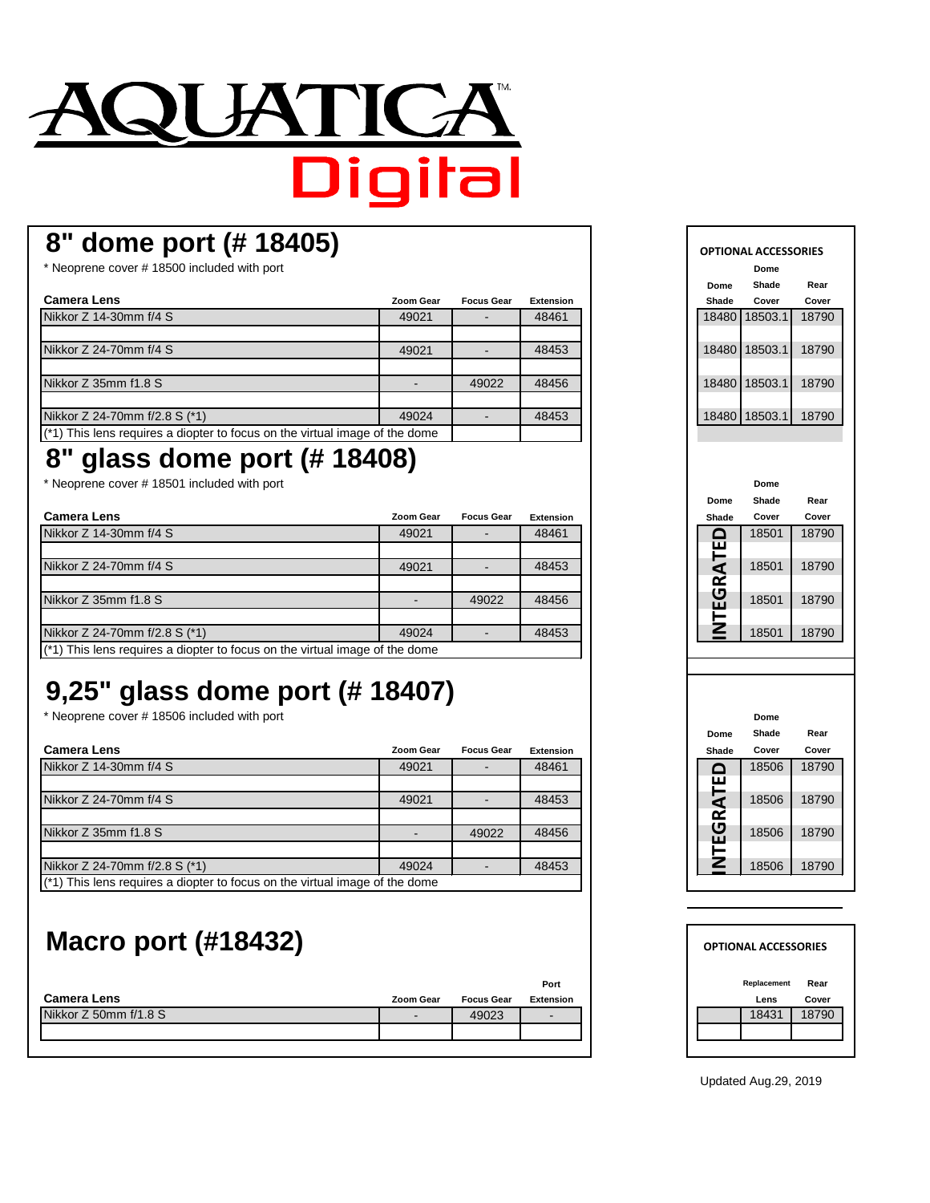# AQUATICA™ Digital

## 8" dome port (# 18405)

\* Neoprene cover # 18500 included with port

| Camera Lens | Zoom Gear | Focus Gear | Extension |
|---|---|---|---|
| Nikkor Z 14-30mm f/4 S | 49021 | - | 48461 |
| | | | |
| Nikkor Z 24-70mm f/4 S | 49021 | - | 48453 |
| | | | |
| Nikkor Z 35mm f1.8 S | - | 49022 | 48456 |
| | | | |
| Nikkor Z 24-70mm f/2.8 S (*1) | 49024 | - | 48453 |
| (*1) This lens requires a diopter to focus on the virtual image of the dome | | | |

**OPTIONAL ACCESSORIES**

| Dome Shade | Dome Shade Cover | Rear Cover |
|---|---|---|
| 18480 | 18503.1 | 18790 |
| 18480 | 18503.1 | 18790 |
| 18480 | 18503.1 | 18790 |
| 18480 | 18503.1 | 18790 |

## 8" glass dome port (# 18408)

\* Neoprene cover # 18501 included with port

| Camera Lens | Zoom Gear | Focus Gear | Extension |
|---|---|---|---|
| Nikkor Z 14-30mm f/4 S | 49021 | - | 48461 |
| | | | |
| Nikkor Z 24-70mm f/4 S | 49021 | - | 48453 |
| | | | |
| Nikkor Z 35mm f1.8 S | - | 49022 | 48456 |
| | | | |
| Nikkor Z 24-70mm f/2.8 S (*1) | 49024 | - | 48453 |
| (*1) This lens requires a diopter to focus on the virtual image of the dome | | | |

| Dome Shade | Dome Shade Cover | Rear Cover |
|---|---|---|
| INTEGRATED | 18501 | 18790 |
| INTEGRATED | 18501 | 18790 |
| INTEGRATED | 18501 | 18790 |
| INTEGRATED | 18501 | 18790 |

## 9,25" glass dome port (# 18407)

\* Neoprene cover # 18506 included with port

| Camera Lens | Zoom Gear | Focus Gear | Extension |
|---|---|---|---|
| Nikkor Z 14-30mm f/4 S | 49021 | - | 48461 |
| | | | |
| Nikkor Z 24-70mm f/4 S | 49021 | - | 48453 |
| | | | |
| Nikkor Z 35mm f1.8 S | - | 49022 | 48456 |
| | | | |
| Nikkor Z 24-70mm f/2.8 S (*1) | 49024 | - | 48453 |
| (*1) This lens requires a diopter to focus on the virtual image of the dome | | | |

| Dome Shade | Dome Shade Cover | Rear Cover |
|---|---|---|
| INTEGRATED | 18506 | 18790 |
| INTEGRATED | 18506 | 18790 |
| INTEGRATED | 18506 | 18790 |
| INTEGRATED | 18506 | 18790 |

## Macro port (#18432)

| Camera Lens | Zoom Gear | Focus Gear | Port Extension |
|---|---|---|---|
| Nikkor Z 50mm f/1.8 S | - | 49023 | - |
| | | | |

**OPTIONAL ACCESSORIES**

| | Replacement Lens | Rear Cover |
|---|---|---|
| | 18431 | 18790 |
| | | |

Updated Aug.29, 2019